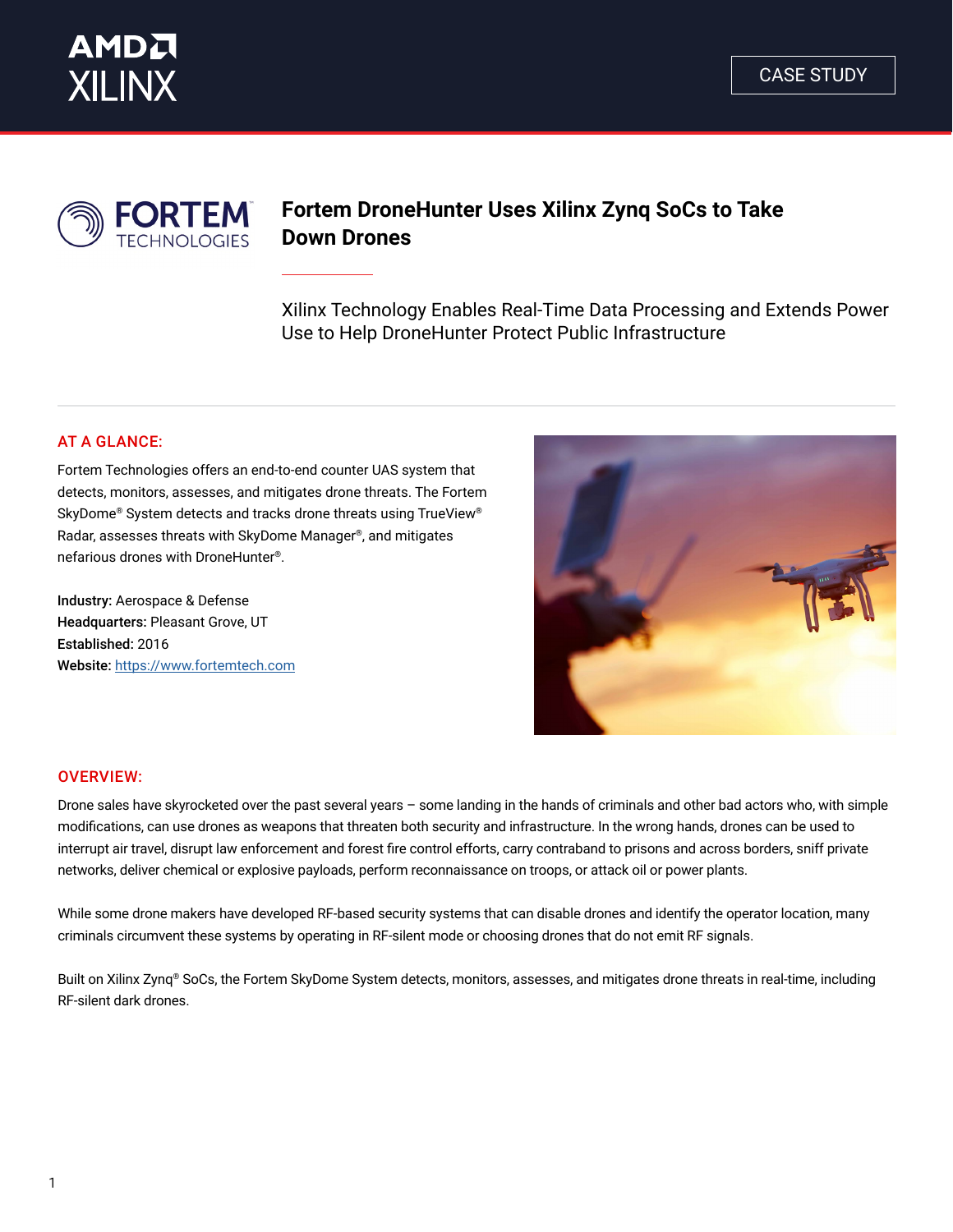AMD XILINX

CASE STUDY

FORTEM TECHNOLOGIES

# Fortem DroneHunter Uses Xilinx Zynq SoCs to Take Down Drones

Xilinx Technology Enables Real-Time Data Processing and Extends Power Use to Help DroneHunter Protect Public Infrastructure

## AT A GLANCE:

Fortem Technologies offers an end-to-end counter UAS system that detects, monitors, assesses, and mitigates drone threats. The Fortem SkyDome® System detects and tracks drone threats using TrueView® Radar, assesses threats with SkyDome Manager®, and mitigates nefarious drones with DroneHunter®.

**Industry:** Aerospace & Defense
**Headquarters:** Pleasant Grove, UT
**Established:** 2016
**Website:** https://www.fortemtech.com

## OVERVIEW:

Drone sales have skyrocketed over the past several years – some landing in the hands of criminals and other bad actors who, with simple modifications, can use drones as weapons that threaten both security and infrastructure. In the wrong hands, drones can be used to interrupt air travel, disrupt law enforcement and forest fire control efforts, carry contraband to prisons and across borders, sniff private networks, deliver chemical or explosive payloads, perform reconnaissance on troops, or attack oil or power plants.

While some drone makers have developed RF-based security systems that can disable drones and identify the operator location, many criminals circumvent these systems by operating in RF-silent mode or choosing drones that do not emit RF signals.

Built on Xilinx Zynq® SoCs, the Fortem SkyDome System detects, monitors, assesses, and mitigates drone threats in real-time, including RF-silent dark drones.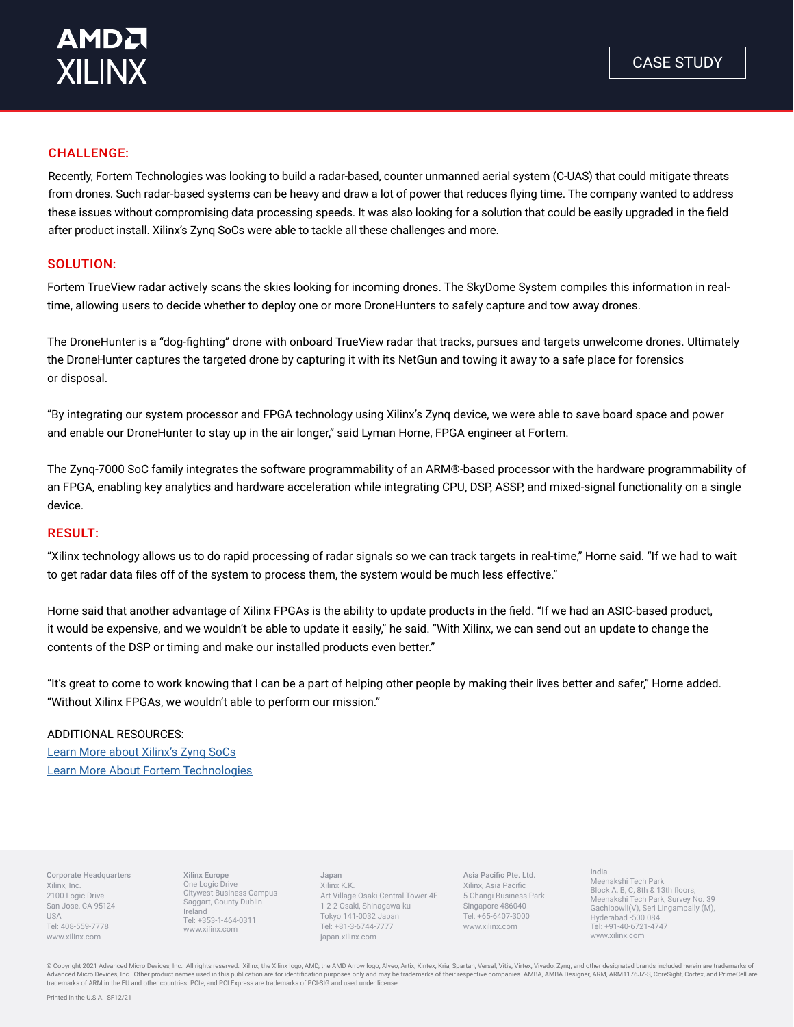AMD XILINX

CASE STUDY

## CHALLENGE:

Recently, Fortem Technologies was looking to build a radar-based, counter unmanned aerial system (C-UAS) that could mitigate threats from drones. Such radar-based systems can be heavy and draw a lot of power that reduces flying time. The company wanted to address these issues without compromising data processing speeds. It was also looking for a solution that could be easily upgraded in the field after product install. Xilinx's Zynq SoCs were able to tackle all these challenges and more.

## SOLUTION:

Fortem TrueView radar actively scans the skies looking for incoming drones. The SkyDome System compiles this information in real-time, allowing users to decide whether to deploy one or more DroneHunters to safely capture and tow away drones.

The DroneHunter is a "dog-fighting" drone with onboard TrueView radar that tracks, pursues and targets unwelcome drones. Ultimately the DroneHunter captures the targeted drone by capturing it with its NetGun and towing it away to a safe place for forensics or disposal.

"By integrating our system processor and FPGA technology using Xilinx's Zynq device, we were able to save board space and power and enable our DroneHunter to stay up in the air longer," said Lyman Horne, FPGA engineer at Fortem.

The Zynq-7000 SoC family integrates the software programmability of an ARM®-based processor with the hardware programmability of an FPGA, enabling key analytics and hardware acceleration while integrating CPU, DSP, ASSP, and mixed-signal functionality on a single device.

## RESULT:

"Xilinx technology allows us to do rapid processing of radar signals so we can track targets in real-time," Horne said. "If we had to wait to get radar data files off of the system to process them, the system would be much less effective."

Horne said that another advantage of Xilinx FPGAs is the ability to update products in the field. "If we had an ASIC-based product, it would be expensive, and we wouldn't be able to update it easily," he said. "With Xilinx, we can send out an update to change the contents of the DSP or timing and make our installed products even better."

"It's great to come to work knowing that I can be a part of helping other people by making their lives better and safer," Horne added. "Without Xilinx FPGAs, we wouldn't able to perform our mission."

ADDITIONAL RESOURCES:

[Learn More about Xilinx's Zynq SoCs]

[Learn More About Fortem Technologies]

**Corporate Headquarters**
Xilinx, Inc.
2100 Logic Drive
San Jose, CA 95124
USA
Tel: 408-559-7778
www.xilinx.com

**Xilinx Europe**
One Logic Drive
Citywest Business Campus
Saggart, County Dublin
Ireland
Tel: +353-1-464-0311
www.xilinx.com

**Japan**
Xilinx K.K.
Art Village Osaki Central Tower 4F
1-2-2 Osaki, Shinagawa-ku
Tokyo 141-0032 Japan
Tel: +81-3-6744-7777
japan.xilinx.com

**Asia Pacific Pte. Ltd.**
Xilinx, Asia Pacific
5 Changi Business Park
Singapore 486040
Tel: +65-6407-3000
www.xilinx.com

**India**
Meenakshi Tech Park
Block A, B, C, 8th & 13th floors,
Meenakshi Tech Park, Survey No. 39
Gachibowli(V), Seri Lingampally (M),
Hyderabad -500 084
Tel: +91-40-6721-4747
www.xilinx.com

© Copyright 2021 Advanced Micro Devices, Inc. All rights reserved. Xilinx, the Xilinx logo, AMD, the AMD Arrow logo, Alveo, Artix, Kintex, Kria, Spartan, Versal, Vitis, Virtex, Vivado, Zynq, and other designated brands included herein are trademarks of Advanced Micro Devices, Inc. Other product names used in this publication are for identification purposes only and may be trademarks of their respective companies. AMBA, AMBA Designer, ARM, ARM1176JZ-S, CoreSight, Cortex, and PrimeCell are trademarks of ARM in the EU and other countries. PCIe, and PCI Express are trademarks of PCI-SIG and used under license.

Printed in the U.S.A. SF12/21